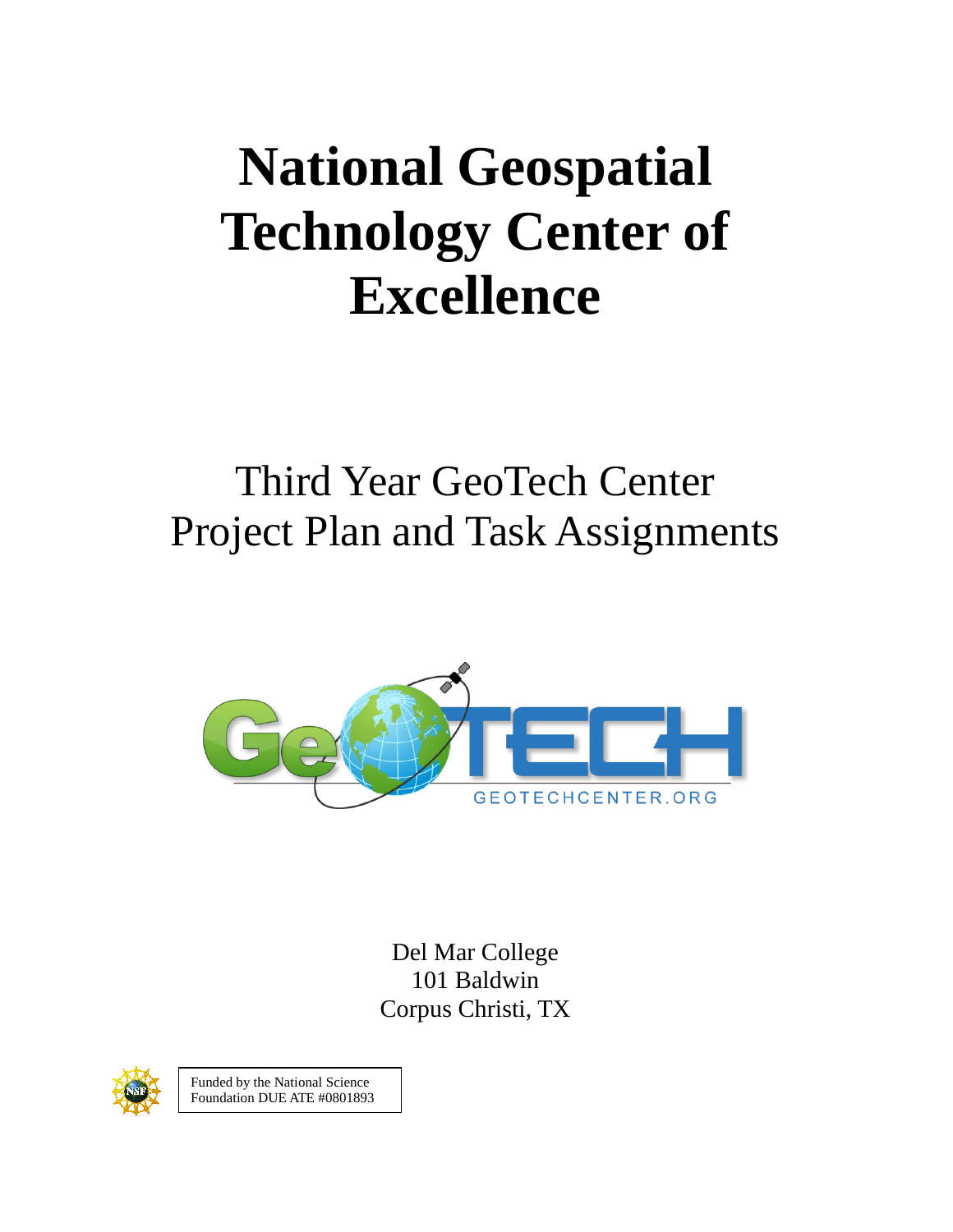# National Geospatial Technology Center of Excellence

## Third Year GeoTech Center Project Plan and Task Assignments

GEOTECHCENTER.ORG

Del Mar College
101 Baldwin
Corpus Christi, TX

Funded by the National Science Foundation DUE ATE #0801893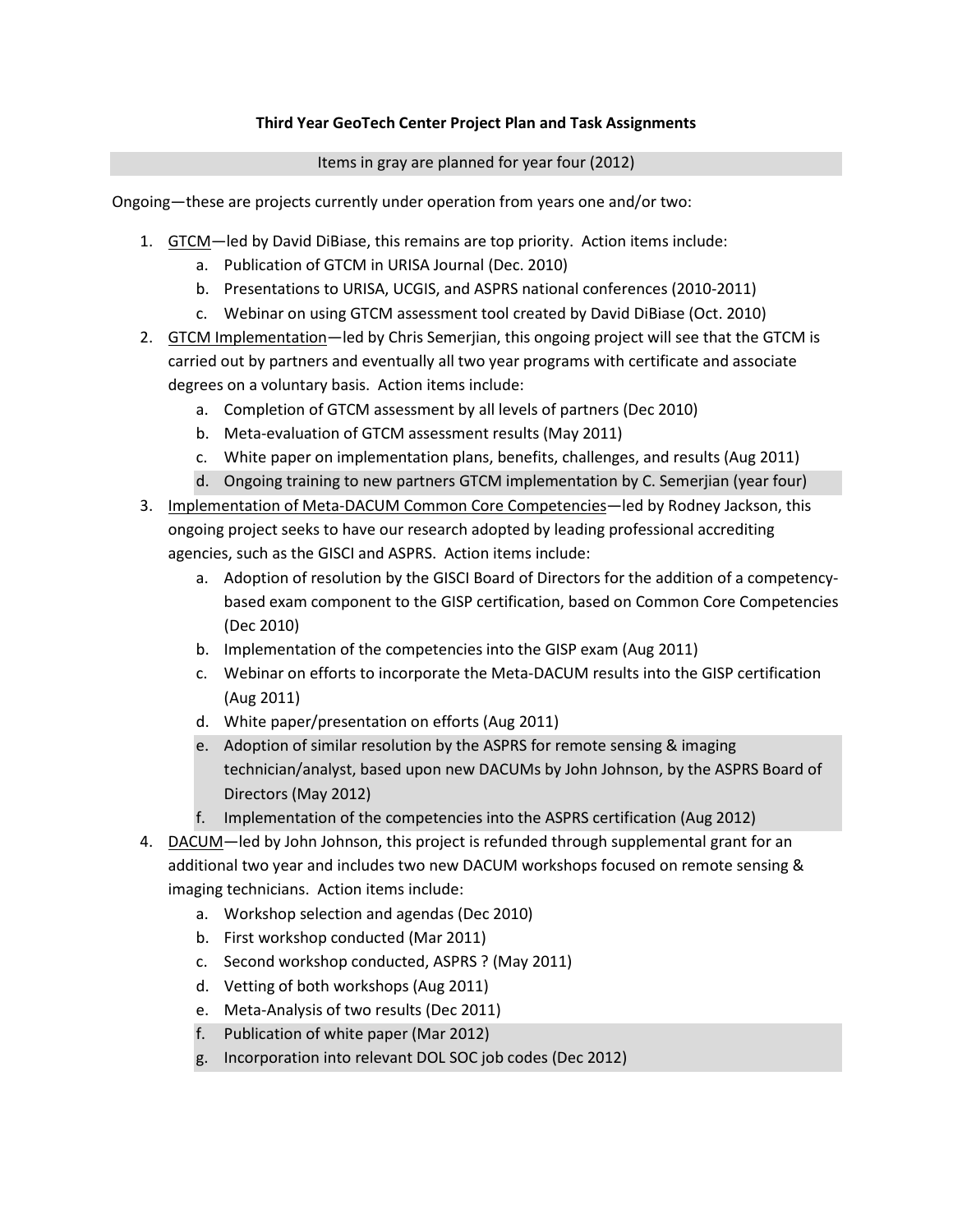**Third Year GeoTech Center Project Plan and Task Assignments**

Items in gray are planned for year four (2012)

Ongoing—these are projects currently under operation from years one and/or two:

1. GTCM—led by David DiBiase, this remains are top priority. Action items include:
   a. Publication of GTCM in URISA Journal (Dec. 2010)
   b. Presentations to URISA, UCGIS, and ASPRS national conferences (2010-2011)
   c. Webinar on using GTCM assessment tool created by David DiBiase (Oct. 2010)
2. GTCM Implementation—led by Chris Semerjian, this ongoing project will see that the GTCM is carried out by partners and eventually all two year programs with certificate and associate degrees on a voluntary basis. Action items include:
   a. Completion of GTCM assessment by all levels of partners (Dec 2010)
   b. Meta-evaluation of GTCM assessment results (May 2011)
   c. White paper on implementation plans, benefits, challenges, and results (Aug 2011)
   d. Ongoing training to new partners GTCM implementation by C. Semerjian (year four)
3. Implementation of Meta-DACUM Common Core Competencies—led by Rodney Jackson, this ongoing project seeks to have our research adopted by leading professional accrediting agencies, such as the GISCI and ASPRS. Action items include:
   a. Adoption of resolution by the GISCI Board of Directors for the addition of a competency-based exam component to the GISP certification, based on Common Core Competencies (Dec 2010)
   b. Implementation of the competencies into the GISP exam (Aug 2011)
   c. Webinar on efforts to incorporate the Meta-DACUM results into the GISP certification (Aug 2011)
   d. White paper/presentation on efforts (Aug 2011)
   e. Adoption of similar resolution by the ASPRS for remote sensing & imaging technician/analyst, based upon new DACUMs by John Johnson, by the ASPRS Board of Directors (May 2012)
   f. Implementation of the competencies into the ASPRS certification (Aug 2012)
4. DACUM—led by John Johnson, this project is refunded through supplemental grant for an additional two year and includes two new DACUM workshops focused on remote sensing & imaging technicians. Action items include:
   a. Workshop selection and agendas (Dec 2010)
   b. First workshop conducted (Mar 2011)
   c. Second workshop conducted, ASPRS ? (May 2011)
   d. Vetting of both workshops (Aug 2011)
   e. Meta-Analysis of two results (Dec 2011)
   f. Publication of white paper (Mar 2012)
   g. Incorporation into relevant DOL SOC job codes (Dec 2012)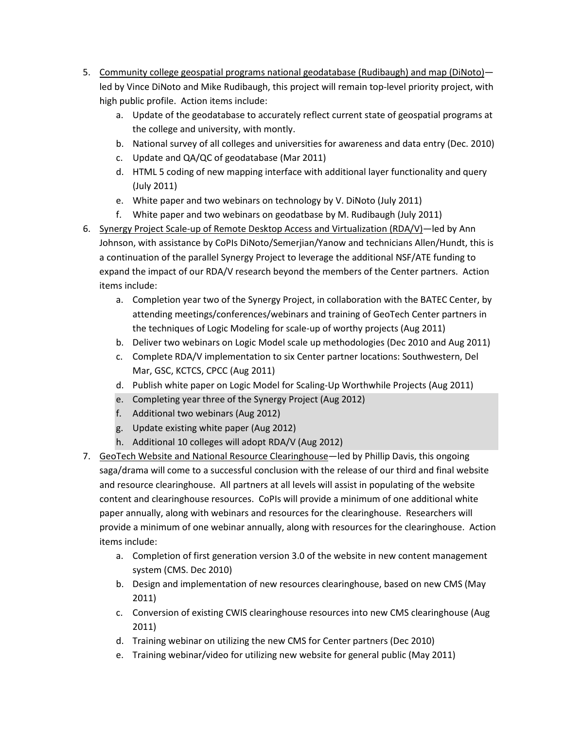5. Community college geospatial programs national geodatabase (Rudibaugh) and map (DiNoto)—led by Vince DiNoto and Mike Rudibaugh, this project will remain top-level priority project, with high public profile. Action items include:
    a. Update of the geodatabase to accurately reflect current state of geospatial programs at the college and university, with montly.
    b. National survey of all colleges and universities for awareness and data entry (Dec. 2010)
    c. Update and QA/QC of geodatabase (Mar 2011)
    d. HTML 5 coding of new mapping interface with additional layer functionality and query (July 2011)
    e. White paper and two webinars on technology by V. DiNoto (July 2011)
    f. White paper and two webinars on geodatbase by M. Rudibaugh (July 2011)
6. Synergy Project Scale-up of Remote Desktop Access and Virtualization (RDA/V)—led by Ann Johnson, with assistance by CoPIs DiNoto/Semerjian/Yanow and technicians Allen/Hundt, this is a continuation of the parallel Synergy Project to leverage the additional NSF/ATE funding to expand the impact of our RDA/V research beyond the members of the Center partners. Action items include:
    a. Completion year two of the Synergy Project, in collaboration with the BATEC Center, by attending meetings/conferences/webinars and training of GeoTech Center partners in the techniques of Logic Modeling for scale-up of worthy projects (Aug 2011)
    b. Deliver two webinars on Logic Model scale up methodologies (Dec 2010 and Aug 2011)
    c. Complete RDA/V implementation to six Center partner locations: Southwestern, Del Mar, GSC, KCTCS, CPCC (Aug 2011)
    d. Publish white paper on Logic Model for Scaling-Up Worthwhile Projects (Aug 2011)
    e. Completing year three of the Synergy Project (Aug 2012)
    f. Additional two webinars (Aug 2012)
    g. Update existing white paper (Aug 2012)
    h. Additional 10 colleges will adopt RDA/V (Aug 2012)
7. GeoTech Website and National Resource Clearinghouse—led by Phillip Davis, this ongoing saga/drama will come to a successful conclusion with the release of our third and final website and resource clearinghouse. All partners at all levels will assist in populating of the website content and clearinghouse resources. CoPIs will provide a minimum of one additional white paper annually, along with webinars and resources for the clearinghouse. Researchers will provide a minimum of one webinar annually, along with resources for the clearinghouse. Action items include:
    a. Completion of first generation version 3.0 of the website in new content management system (CMS. Dec 2010)
    b. Design and implementation of new resources clearinghouse, based on new CMS (May 2011)
    c. Conversion of existing CWIS clearinghouse resources into new CMS clearinghouse (Aug 2011)
    d. Training webinar on utilizing the new CMS for Center partners (Dec 2010)
    e. Training webinar/video for utilizing new website for general public (May 2011)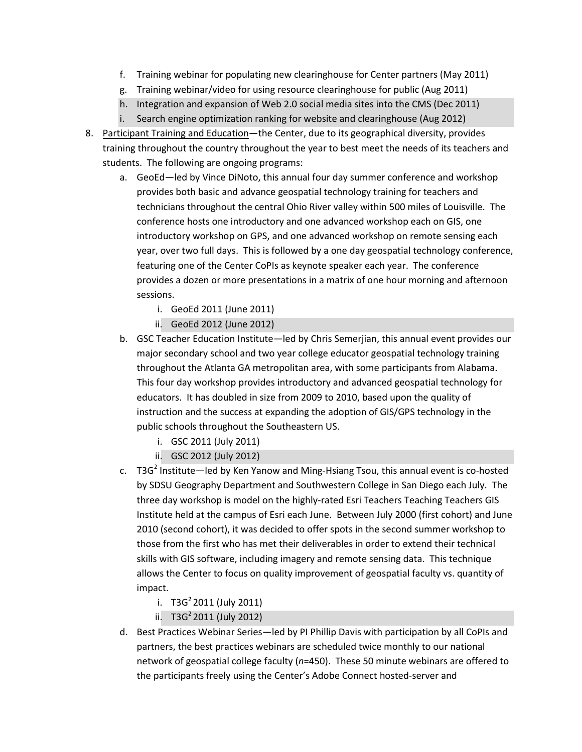f. Training webinar for populating new clearinghouse for Center partners (May 2011)
g. Training webinar/video for using resource clearinghouse for public (Aug 2011)
h. Integration and expansion of Web 2.0 social media sites into the CMS (Dec 2011)
i. Search engine optimization ranking for website and clearinghouse (Aug 2012)

8. Participant Training and Education—the Center, due to its geographical diversity, provides training throughout the country throughout the year to best meet the needs of its teachers and students. The following are ongoing programs:
   a. GeoEd—led by Vince DiNoto, this annual four day summer conference and workshop provides both basic and advance geospatial technology training for teachers and technicians throughout the central Ohio River valley within 500 miles of Louisville. The conference hosts one introductory and one advanced workshop each on GIS, one introductory workshop on GPS, and one advanced workshop on remote sensing each year, over two full days. This is followed by a one day geospatial technology conference, featuring one of the Center CoPIs as keynote speaker each year. The conference provides a dozen or more presentations in a matrix of one hour morning and afternoon sessions.
      i. GeoEd 2011 (June 2011)
      ii. GeoEd 2012 (June 2012)
   b. GSC Teacher Education Institute—led by Chris Semerjian, this annual event provides our major secondary school and two year college educator geospatial technology training throughout the Atlanta GA metropolitan area, with some participants from Alabama. This four day workshop provides introductory and advanced geospatial technology for educators. It has doubled in size from 2009 to 2010, based upon the quality of instruction and the success at expanding the adoption of GIS/GPS technology in the public schools throughout the Southeastern US.
      i. GSC 2011 (July 2011)
      ii. GSC 2012 (July 2012)
   c. T3G[2] Institute—led by Ken Yanow and Ming-Hsiang Tsou, this annual event is co-hosted by SDSU Geography Department and Southwestern College in San Diego each July. The three day workshop is model on the highly-rated Esri Teachers Teaching Teachers GIS Institute held at the campus of Esri each June. Between July 2000 (first cohort) and June 2010 (second cohort), it was decided to offer spots in the second summer workshop to those from the first who has met their deliverables in order to extend their technical skills with GIS software, including imagery and remote sensing data. This technique allows the Center to focus on quality improvement of geospatial faculty vs. quantity of impact.
      i. T3G[2] 2011 (July 2011)
      ii. T3G[2] 2011 (July 2012)
   d. Best Practices Webinar Series—led by PI Phillip Davis with participation by all CoPIs and partners, the best practices webinars are scheduled twice monthly to our national network of geospatial college faculty (*n*=450). These 50 minute webinars are offered to the participants freely using the Center's Adobe Connect hosted-server and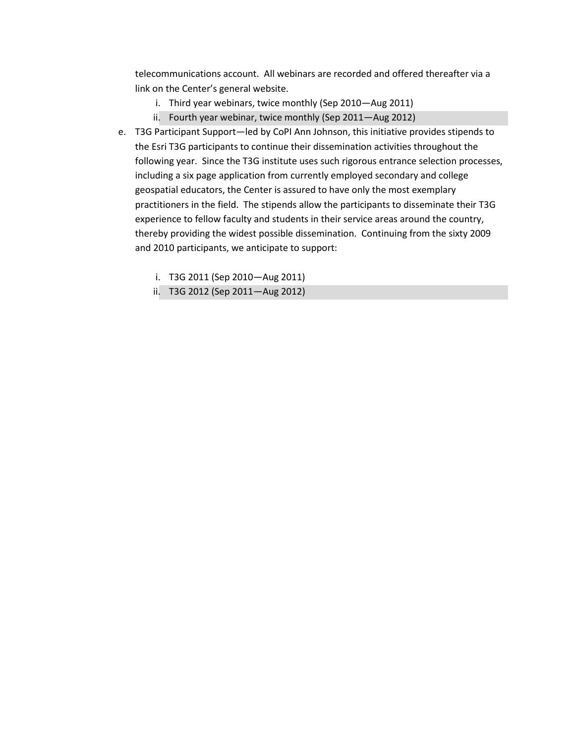telecommunications account. All webinars are recorded and offered thereafter via a link on the Center's general website.

   i. Third year webinars, twice monthly (Sep 2010—Aug 2011)
   ii. Fourth year webinar, twice monthly (Sep 2011—Aug 2012)

e. T3G Participant Support—led by CoPI Ann Johnson, this initiative provides stipends to the Esri T3G participants to continue their dissemination activities throughout the following year. Since the T3G institute uses such rigorous entrance selection processes, including a six page application from currently employed secondary and college geospatial educators, the Center is assured to have only the most exemplary practitioners in the field. The stipends allow the participants to disseminate their T3G experience to fellow faculty and students in their service areas around the country, thereby providing the widest possible dissemination. Continuing from the sixty 2009 and 2010 participants, we anticipate to support:

   i. T3G 2011 (Sep 2010—Aug 2011)
   ii. T3G 2012 (Sep 2011—Aug 2012)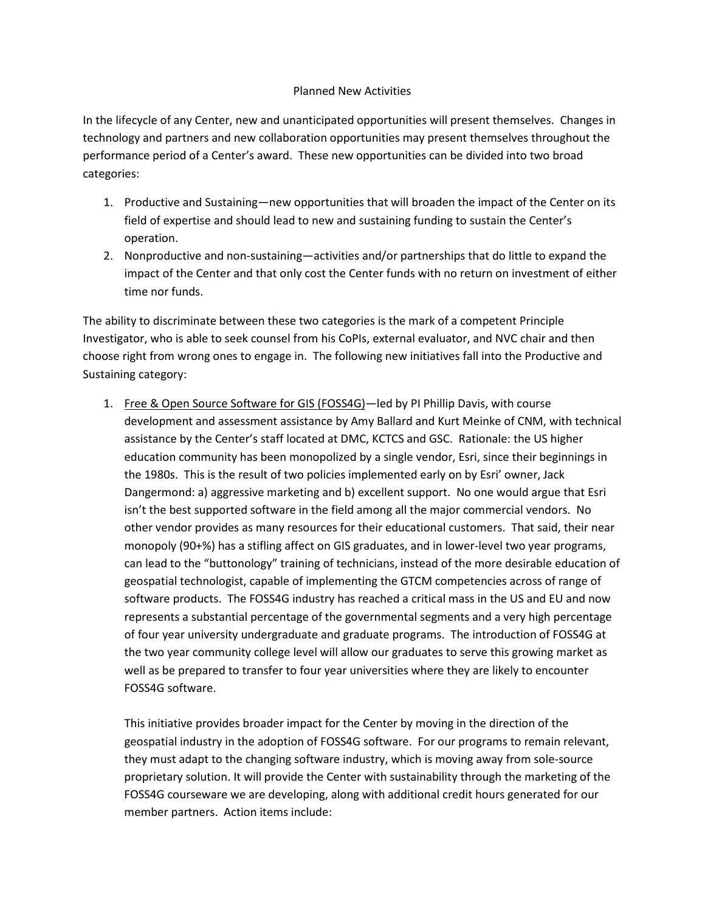Planned New Activities

In the lifecycle of any Center, new and unanticipated opportunities will present themselves. Changes in technology and partners and new collaboration opportunities may present themselves throughout the performance period of a Center's award. These new opportunities can be divided into two broad categories:

1. Productive and Sustaining—new opportunities that will broaden the impact of the Center on its field of expertise and should lead to new and sustaining funding to sustain the Center's operation.
2. Nonproductive and non-sustaining—activities and/or partnerships that do little to expand the impact of the Center and that only cost the Center funds with no return on investment of either time nor funds.

The ability to discriminate between these two categories is the mark of a competent Principle Investigator, who is able to seek counsel from his CoPIs, external evaluator, and NVC chair and then choose right from wrong ones to engage in. The following new initiatives fall into the Productive and Sustaining category:

1. <u>Free & Open Source Software for GIS (FOSS4G)</u>—led by PI Phillip Davis, with course development and assessment assistance by Amy Ballard and Kurt Meinke of CNM, with technical assistance by the Center's staff located at DMC, KCTCS and GSC. Rationale: the US higher education community has been monopolized by a single vendor, Esri, since their beginnings in the 1980s. This is the result of two policies implemented early on by Esri' owner, Jack Dangermond: a) aggressive marketing and b) excellent support. No one would argue that Esri isn't the best supported software in the field among all the major commercial vendors. No other vendor provides as many resources for their educational customers. That said, their near monopoly (90+%) has a stifling affect on GIS graduates, and in lower-level two year programs, can lead to the "buttonology" training of technicians, instead of the more desirable education of geospatial technologist, capable of implementing the GTCM competencies across of range of software products. The FOSS4G industry has reached a critical mass in the US and EU and now represents a substantial percentage of the governmental segments and a very high percentage of four year university undergraduate and graduate programs. The introduction of FOSS4G at the two year community college level will allow our graduates to serve this growing market as well as be prepared to transfer to four year universities where they are likely to encounter FOSS4G software.

   This initiative provides broader impact for the Center by moving in the direction of the geospatial industry in the adoption of FOSS4G software. For our programs to remain relevant, they must adapt to the changing software industry, which is moving away from sole-source proprietary solution. It will provide the Center with sustainability through the marketing of the FOSS4G courseware we are developing, along with additional credit hours generated for our member partners. Action items include: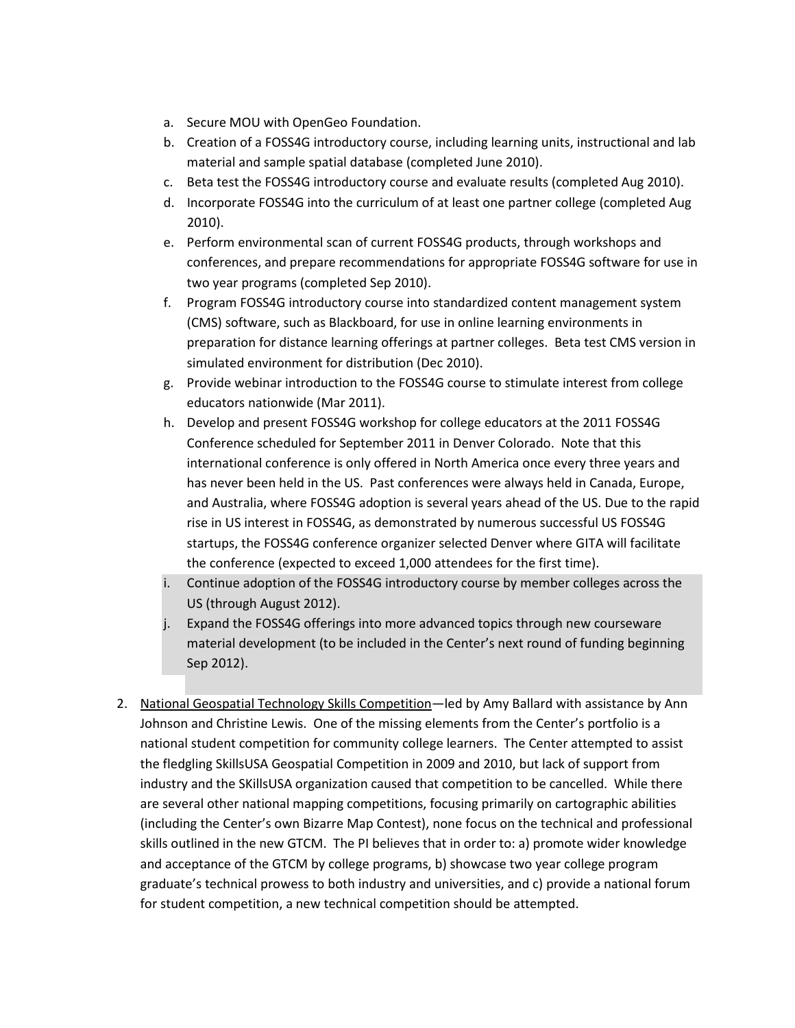a. Secure MOU with OpenGeo Foundation.
b. Creation of a FOSS4G introductory course, including learning units, instructional and lab material and sample spatial database (completed June 2010).
c. Beta test the FOSS4G introductory course and evaluate results (completed Aug 2010).
d. Incorporate FOSS4G into the curriculum of at least one partner college (completed Aug 2010).
e. Perform environmental scan of current FOSS4G products, through workshops and conferences, and prepare recommendations for appropriate FOSS4G software for use in two year programs (completed Sep 2010).
f. Program FOSS4G introductory course into standardized content management system (CMS) software, such as Blackboard, for use in online learning environments in preparation for distance learning offerings at partner colleges. Beta test CMS version in simulated environment for distribution (Dec 2010).
g. Provide webinar introduction to the FOSS4G course to stimulate interest from college educators nationwide (Mar 2011).
h. Develop and present FOSS4G workshop for college educators at the 2011 FOSS4G Conference scheduled for September 2011 in Denver Colorado. Note that this international conference is only offered in North America once every three years and has never been held in the US. Past conferences were always held in Canada, Europe, and Australia, where FOSS4G adoption is several years ahead of the US. Due to the rapid rise in US interest in FOSS4G, as demonstrated by numerous successful US FOSS4G startups, the FOSS4G conference organizer selected Denver where GITA will facilitate the conference (expected to exceed 1,000 attendees for the first time).
i. Continue adoption of the FOSS4G introductory course by member colleges across the US (through August 2012).
j. Expand the FOSS4G offerings into more advanced topics through new courseware material development (to be included in the Center's next round of funding beginning Sep 2012).

2. National Geospatial Technology Skills Competition—led by Amy Ballard with assistance by Ann Johnson and Christine Lewis. One of the missing elements from the Center's portfolio is a national student competition for community college learners. The Center attempted to assist the fledgling SkillsUSA Geospatial Competition in 2009 and 2010, but lack of support from industry and the SKillsUSA organization caused that competition to be cancelled. While there are several other national mapping competitions, focusing primarily on cartographic abilities (including the Center's own Bizarre Map Contest), none focus on the technical and professional skills outlined in the new GTCM. The PI believes that in order to: a) promote wider knowledge and acceptance of the GTCM by college programs, b) showcase two year college program graduate's technical prowess to both industry and universities, and c) provide a national forum for student competition, a new technical competition should be attempted.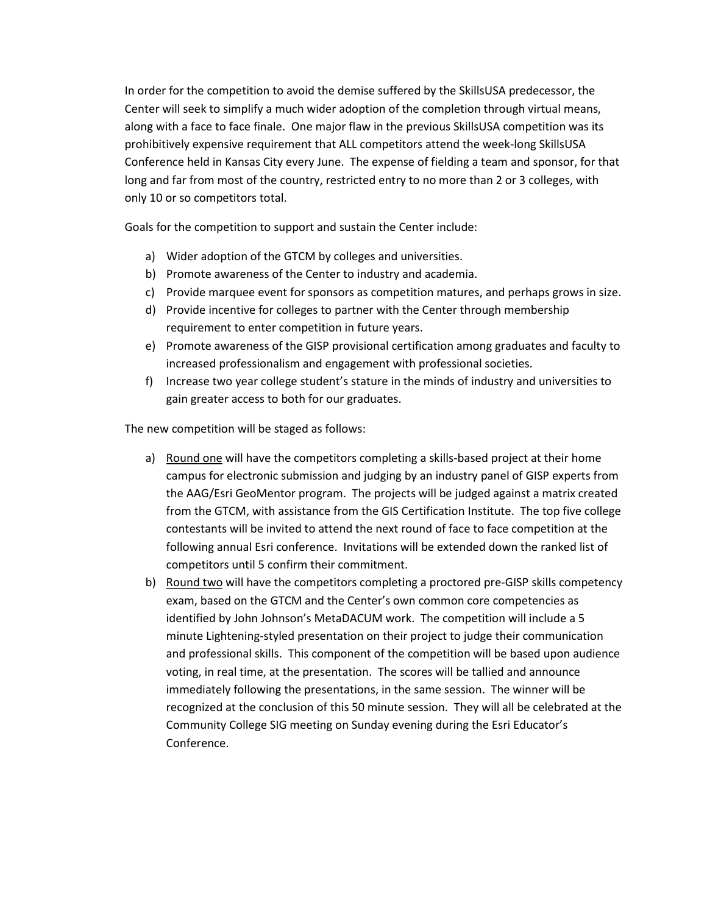In order for the competition to avoid the demise suffered by the SkillsUSA predecessor, the Center will seek to simplify a much wider adoption of the completion through virtual means, along with a face to face finale. One major flaw in the previous SkillsUSA competition was its prohibitively expensive requirement that ALL competitors attend the week-long SkillsUSA Conference held in Kansas City every June. The expense of fielding a team and sponsor, for that long and far from most of the country, restricted entry to no more than 2 or 3 colleges, with only 10 or so competitors total.

Goals for the competition to support and sustain the Center include:

a) Wider adoption of the GTCM by colleges and universities.
b) Promote awareness of the Center to industry and academia.
c) Provide marquee event for sponsors as competition matures, and perhaps grows in size.
d) Provide incentive for colleges to partner with the Center through membership requirement to enter competition in future years.
e) Promote awareness of the GISP provisional certification among graduates and faculty to increased professionalism and engagement with professional societies.
f) Increase two year college student's stature in the minds of industry and universities to gain greater access to both for our graduates.

The new competition will be staged as follows:

a) <u>Round one</u> will have the competitors completing a skills-based project at their home campus for electronic submission and judging by an industry panel of GISP experts from the AAG/Esri GeoMentor program. The projects will be judged against a matrix created from the GTCM, with assistance from the GIS Certification Institute. The top five college contestants will be invited to attend the next round of face to face competition at the following annual Esri conference. Invitations will be extended down the ranked list of competitors until 5 confirm their commitment.
b) <u>Round two</u> will have the competitors completing a proctored pre-GISP skills competency exam, based on the GTCM and the Center's own common core competencies as identified by John Johnson's MetaDACUM work. The competition will include a 5 minute Lightening-styled presentation on their project to judge their communication and professional skills. This component of the competition will be based upon audience voting, in real time, at the presentation. The scores will be tallied and announce immediately following the presentations, in the same session. The winner will be recognized at the conclusion of this 50 minute session. They will all be celebrated at the Community College SIG meeting on Sunday evening during the Esri Educator's Conference.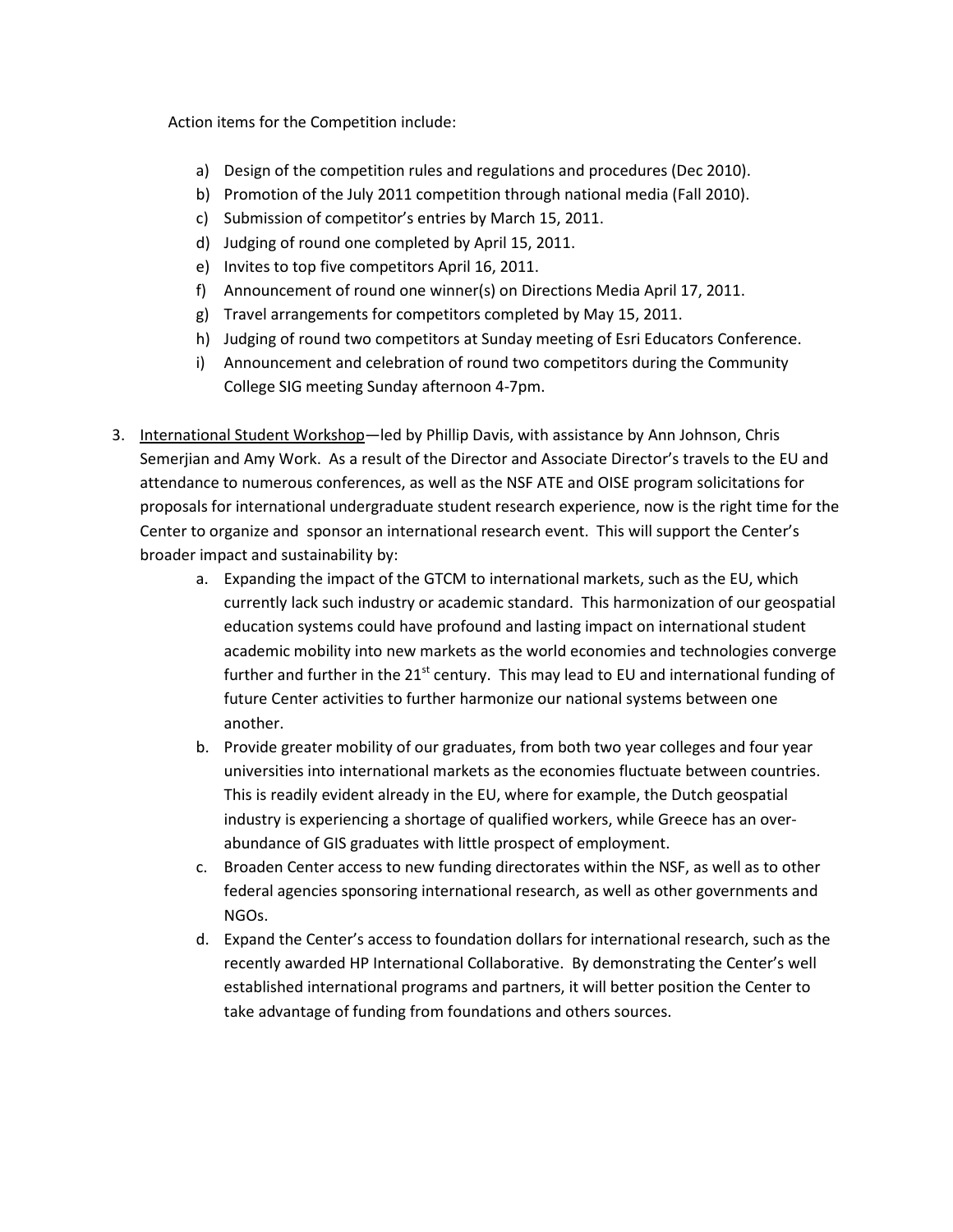Action items for the Competition include:

a) Design of the competition rules and regulations and procedures (Dec 2010).
b) Promotion of the July 2011 competition through national media (Fall 2010).
c) Submission of competitor's entries by March 15, 2011.
d) Judging of round one completed by April 15, 2011.
e) Invites to top five competitors April 16, 2011.
f) Announcement of round one winner(s) on Directions Media April 17, 2011.
g) Travel arrangements for competitors completed by May 15, 2011.
h) Judging of round two competitors at Sunday meeting of Esri Educators Conference.
i) Announcement and celebration of round two competitors during the Community College SIG meeting Sunday afternoon 4-7pm.

3. <u>International Student Workshop</u>—led by Phillip Davis, with assistance by Ann Johnson, Chris Semerjian and Amy Work. As a result of the Director and Associate Director's travels to the EU and attendance to numerous conferences, as well as the NSF ATE and OISE program solicitations for proposals for international undergraduate student research experience, now is the right time for the Center to organize and sponsor an international research event. This will support the Center's broader impact and sustainability by:
    a. Expanding the impact of the GTCM to international markets, such as the EU, which currently lack such industry or academic standard. This harmonization of our geospatial education systems could have profound and lasting impact on international student academic mobility into new markets as the world economies and technologies converge further and further in the 21st century. This may lead to EU and international funding of future Center activities to further harmonize our national systems between one another.
    b. Provide greater mobility of our graduates, from both two year colleges and four year universities into international markets as the economies fluctuate between countries. This is readily evident already in the EU, where for example, the Dutch geospatial industry is experiencing a shortage of qualified workers, while Greece has an over-abundance of GIS graduates with little prospect of employment.
    c. Broaden Center access to new funding directorates within the NSF, as well as to other federal agencies sponsoring international research, as well as other governments and NGOs.
    d. Expand the Center's access to foundation dollars for international research, such as the recently awarded HP International Collaborative. By demonstrating the Center's well established international programs and partners, it will better position the Center to take advantage of funding from foundations and others sources.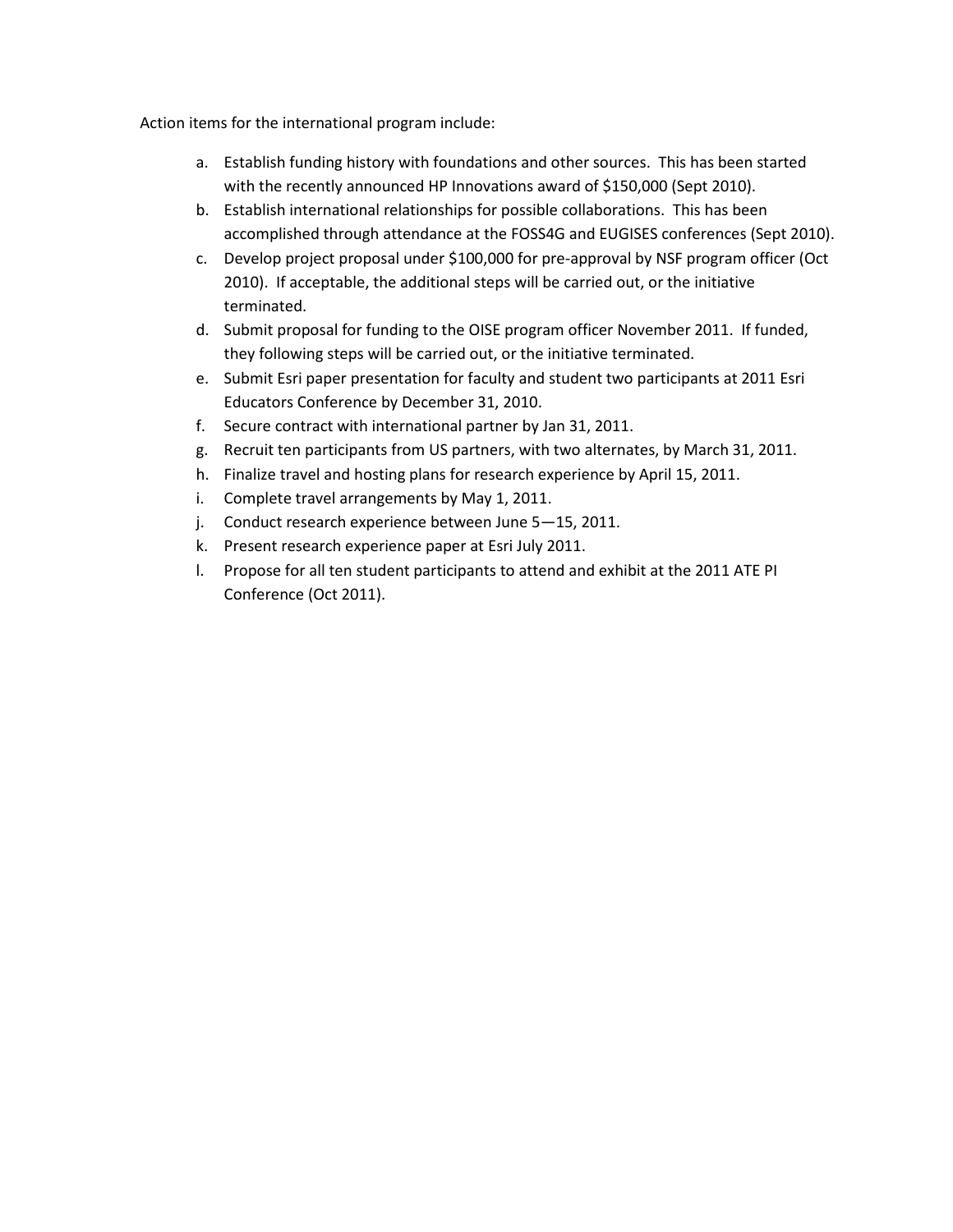Action items for the international program include:

a. Establish funding history with foundations and other sources. This has been started with the recently announced HP Innovations award of $150,000 (Sept 2010).
b. Establish international relationships for possible collaborations. This has been accomplished through attendance at the FOSS4G and EUGISES conferences (Sept 2010).
c. Develop project proposal under $100,000 for pre-approval by NSF program officer (Oct 2010). If acceptable, the additional steps will be carried out, or the initiative terminated.
d. Submit proposal for funding to the OISE program officer November 2011. If funded, they following steps will be carried out, or the initiative terminated.
e. Submit Esri paper presentation for faculty and student two participants at 2011 Esri Educators Conference by December 31, 2010.
f. Secure contract with international partner by Jan 31, 2011.
g. Recruit ten participants from US partners, with two alternates, by March 31, 2011.
h. Finalize travel and hosting plans for research experience by April 15, 2011.
i. Complete travel arrangements by May 1, 2011.
j. Conduct research experience between June 5—15, 2011.
k. Present research experience paper at Esri July 2011.
l. Propose for all ten student participants to attend and exhibit at the 2011 ATE PI Conference (Oct 2011).